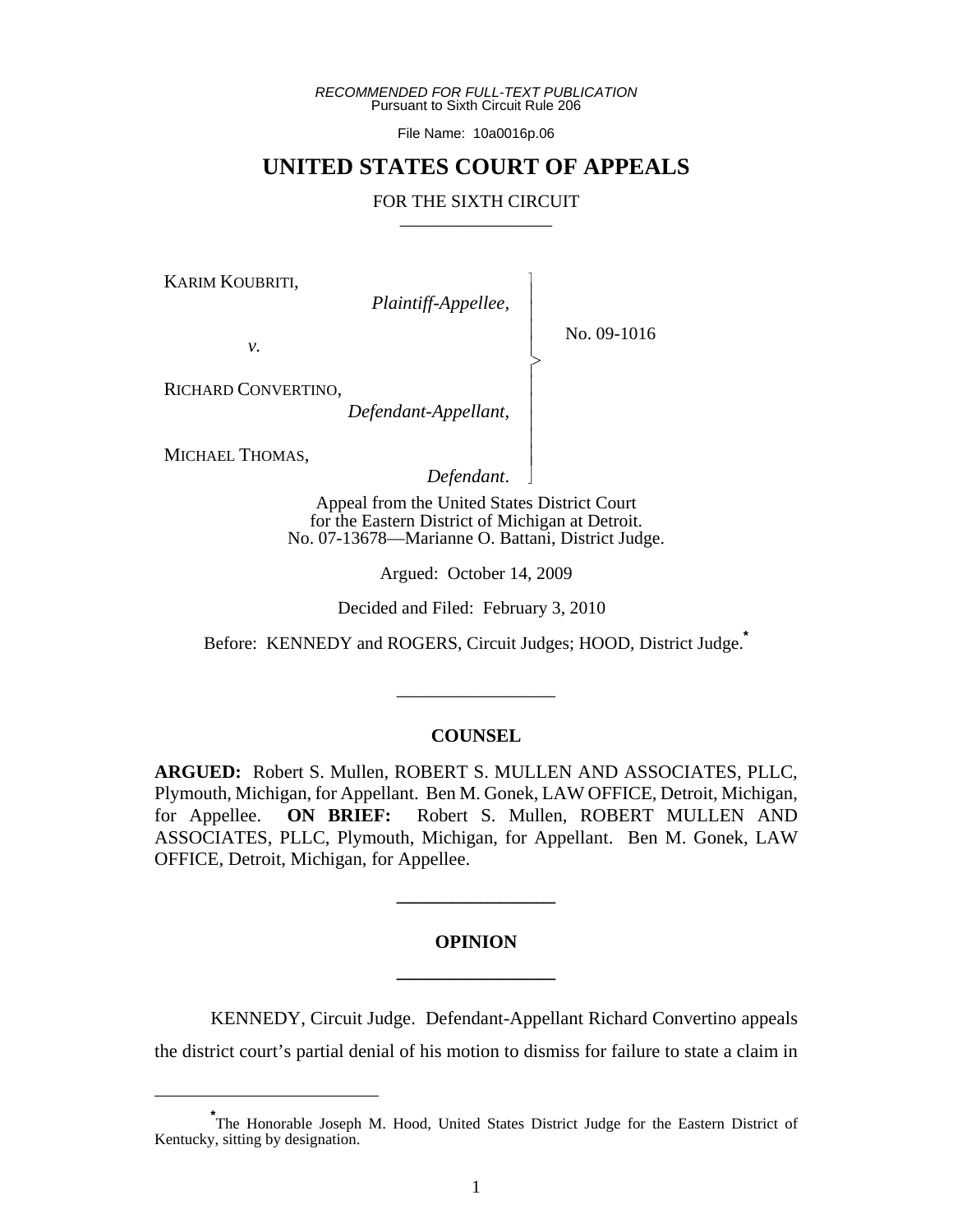*RECOMMENDED FOR FULL-TEXT PUBLICATION*
Pursuant to Sixth Circuit Rule 206

File Name: 10a0016p.06

# UNITED STATES COURT OF APPEALS

FOR THE SIXTH CIRCUIT

---

KARIM KOUBRITI,
*Plaintiff-Appellee*,

*v.*

RICHARD CONVERTINO,
*Defendant-Appellant*,

MICHAEL THOMAS,
*Defendant*.

No. 09-1016

Appeal from the United States District Court
for the Eastern District of Michigan at Detroit.
No. 07-13678—Marianne O. Battani, District Judge.

Argued: October 14, 2009

Decided and Filed: February 3, 2010

Before: KENNEDY and ROGERS, Circuit Judges; HOOD, District Judge.[*]

---

## COUNSEL

**ARGUED:** Robert S. Mullen, ROBERT S. MULLEN AND ASSOCIATES, PLLC, Plymouth, Michigan, for Appellant. Ben M. Gonek, LAW OFFICE, Detroit, Michigan, for Appellee. **ON BRIEF:** Robert S. Mullen, ROBERT MULLEN AND ASSOCIATES, PLLC, Plymouth, Michigan, for Appellant. Ben M. Gonek, LAW OFFICE, Detroit, Michigan, for Appellee.

---

## OPINION

---

KENNEDY, Circuit Judge. Defendant-Appellant Richard Convertino appeals the district court's partial denial of his motion to dismiss for failure to state a claim in

[*] The Honorable Joseph M. Hood, United States District Judge for the Eastern District of Kentucky, sitting by designation.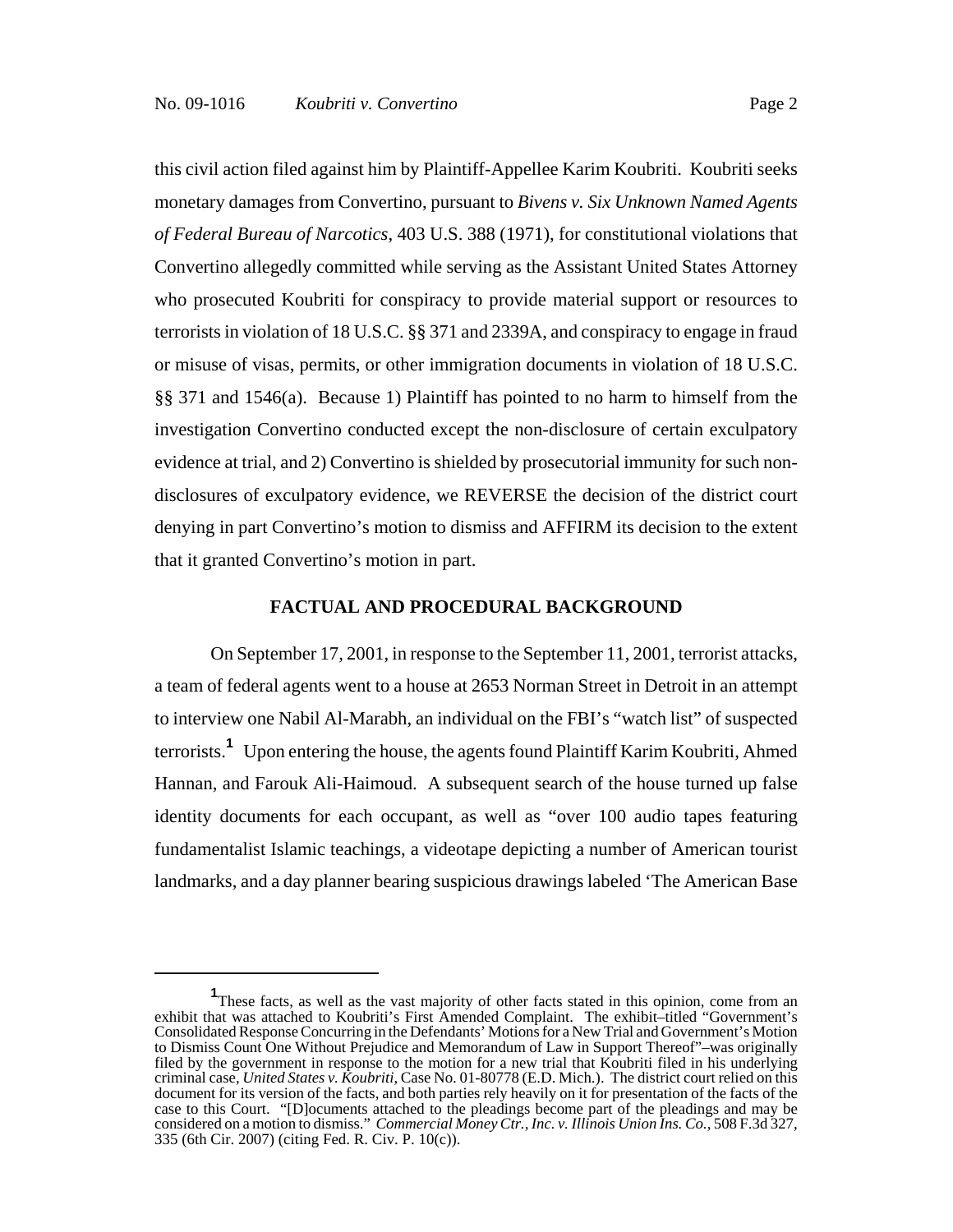this civil action filed against him by Plaintiff-Appellee Karim Koubriti. Koubriti seeks monetary damages from Convertino, pursuant to *Bivens v. Six Unknown Named Agents of Federal Bureau of Narcotics*, 403 U.S. 388 (1971), for constitutional violations that Convertino allegedly committed while serving as the Assistant United States Attorney who prosecuted Koubriti for conspiracy to provide material support or resources to terrorists in violation of 18 U.S.C. §§ 371 and 2339A, and conspiracy to engage in fraud or misuse of visas, permits, or other immigration documents in violation of 18 U.S.C. §§ 371 and 1546(a). Because 1) Plaintiff has pointed to no harm to himself from the investigation Convertino conducted except the non-disclosure of certain exculpatory evidence at trial, and 2) Convertino is shielded by prosecutorial immunity for such non-disclosures of exculpatory evidence, we REVERSE the decision of the district court denying in part Convertino's motion to dismiss and AFFIRM its decision to the extent that it granted Convertino's motion in part.

## FACTUAL AND PROCEDURAL BACKGROUND

On September 17, 2001, in response to the September 11, 2001, terrorist attacks, a team of federal agents went to a house at 2653 Norman Street in Detroit in an attempt to interview one Nabil Al-Marabh, an individual on the FBI's "watch list" of suspected terrorists.[1] Upon entering the house, the agents found Plaintiff Karim Koubriti, Ahmed Hannan, and Farouk Ali-Haimoud. A subsequent search of the house turned up false identity documents for each occupant, as well as "over 100 audio tapes featuring fundamentalist Islamic teachings, a videotape depicting a number of American tourist landmarks, and a day planner bearing suspicious drawings labeled 'The American Base

[1] These facts, as well as the vast majority of other facts stated in this opinion, come from an exhibit that was attached to Koubriti's First Amended Complaint. The exhibit–titled "Government's Consolidated Response Concurring in the Defendants' Motions for a New Trial and Government's Motion to Dismiss Count One Without Prejudice and Memorandum of Law in Support Thereof"–was originally filed by the government in response to the motion for a new trial that Koubriti filed in his underlying criminal case, *United States v. Koubriti*, Case No. 01-80778 (E.D. Mich.). The district court relied on this document for its version of the facts, and both parties rely heavily on it for presentation of the facts of the case to this Court. "[D]ocuments attached to the pleadings become part of the pleadings and may be considered on a motion to dismiss." *Commercial Money Ctr., Inc. v. Illinois Union Ins. Co.*, 508 F.3d 327, 335 (6th Cir. 2007) (citing Fed. R. Civ. P. 10(c)).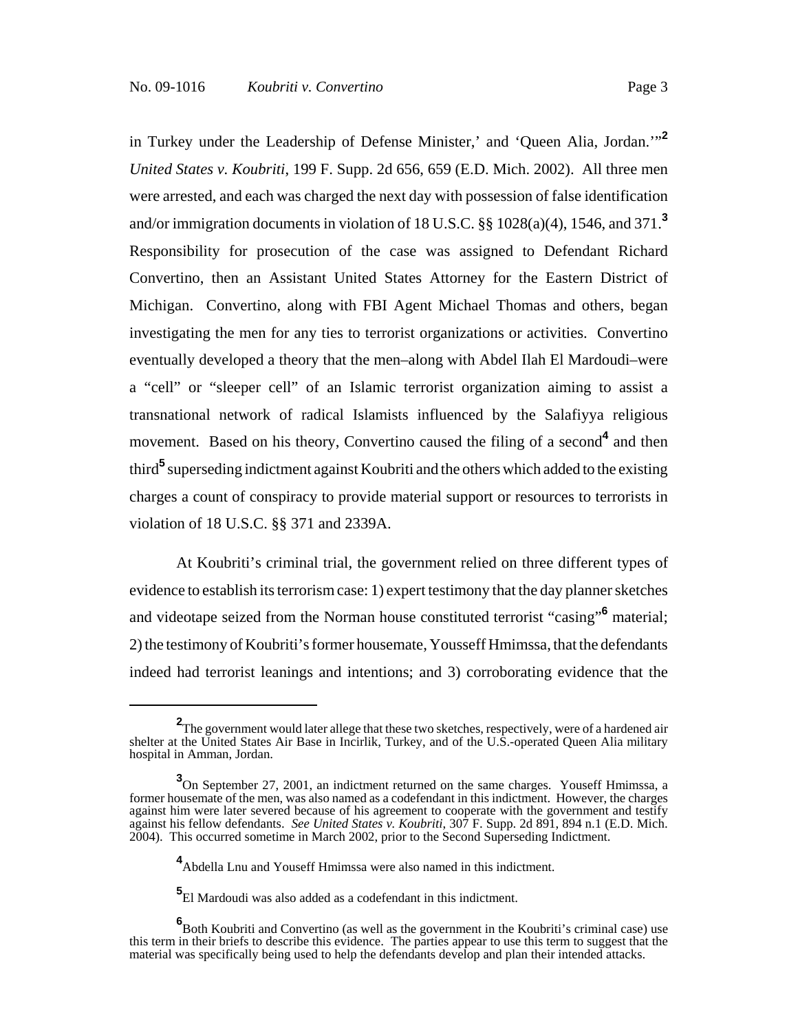in Turkey under the Leadership of Defense Minister,' and 'Queen Alia, Jordan.'"[2] *United States v. Koubriti*, 199 F. Supp. 2d 656, 659 (E.D. Mich. 2002). All three men were arrested, and each was charged the next day with possession of false identification and/or immigration documents in violation of 18 U.S.C. §§ 1028(a)(4), 1546, and 371.[3] Responsibility for prosecution of the case was assigned to Defendant Richard Convertino, then an Assistant United States Attorney for the Eastern District of Michigan. Convertino, along with FBI Agent Michael Thomas and others, began investigating the men for any ties to terrorist organizations or activities. Convertino eventually developed a theory that the men–along with Abdel Ilah El Mardoudi–were a "cell" or "sleeper cell" of an Islamic terrorist organization aiming to assist a transnational network of radical Islamists influenced by the Salafiyya religious movement. Based on his theory, Convertino caused the filing of a second[4] and then third[5] superseding indictment against Koubriti and the others which added to the existing charges a count of conspiracy to provide material support or resources to terrorists in violation of 18 U.S.C. §§ 371 and 2339A.

At Koubriti's criminal trial, the government relied on three different types of evidence to establish its terrorism case: 1) expert testimony that the day planner sketches and videotape seized from the Norman house constituted terrorist "casing"[6] material; 2) the testimony of Koubriti's former housemate, Yousseff Hmimssa, that the defendants indeed had terrorist leanings and intentions; and 3) corroborating evidence that the

---

[2] The government would later allege that these two sketches, respectively, were of a hardened air shelter at the United States Air Base in Incirlik, Turkey, and of the U.S.-operated Queen Alia military hospital in Amman, Jordan.

[3] On September 27, 2001, an indictment returned on the same charges. Youseff Hmimssa, a former housemate of the men, was also named as a codefendant in this indictment. However, the charges against him were later severed because of his agreement to cooperate with the government and testify against his fellow defendants. *See United States v. Koubriti*, 307 F. Supp. 2d 891, 894 n.1 (E.D. Mich. 2004). This occurred sometime in March 2002, prior to the Second Superseding Indictment.

[4] Abdella Lnu and Youseff Hmimssa were also named in this indictment.

[5] El Mardoudi was also added as a codefendant in this indictment.

[6] Both Koubriti and Convertino (as well as the government in the Koubriti's criminal case) use this term in their briefs to describe this evidence. The parties appear to use this term to suggest that the material was specifically being used to help the defendants develop and plan their intended attacks.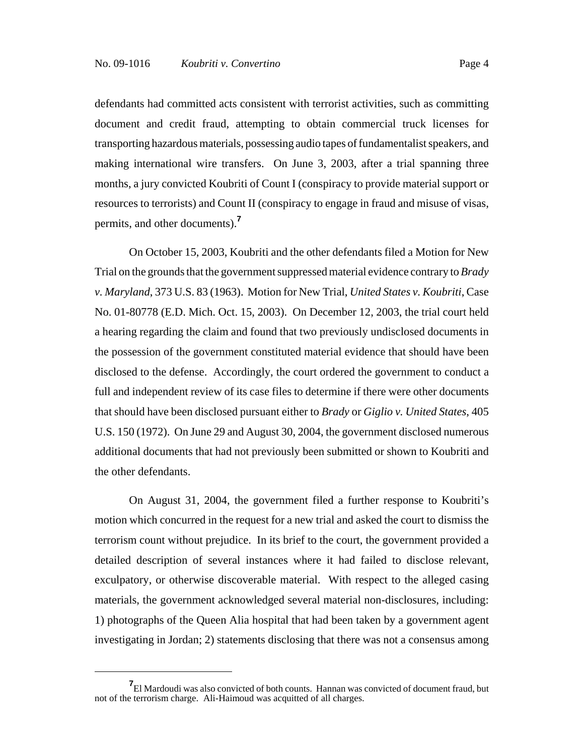defendants had committed acts consistent with terrorist activities, such as committing document and credit fraud, attempting to obtain commercial truck licenses for transporting hazardous materials, possessing audio tapes of fundamentalist speakers, and making international wire transfers. On June 3, 2003, after a trial spanning three months, a jury convicted Koubriti of Count I (conspiracy to provide material support or resources to terrorists) and Count II (conspiracy to engage in fraud and misuse of visas, permits, and other documents).[7]

On October 15, 2003, Koubriti and the other defendants filed a Motion for New Trial on the grounds that the government suppressed material evidence contrary to *Brady v. Maryland*, 373 U.S. 83 (1963). Motion for New Trial, *United States v. Koubriti*, Case No. 01-80778 (E.D. Mich. Oct. 15, 2003). On December 12, 2003, the trial court held a hearing regarding the claim and found that two previously undisclosed documents in the possession of the government constituted material evidence that should have been disclosed to the defense. Accordingly, the court ordered the government to conduct a full and independent review of its case files to determine if there were other documents that should have been disclosed pursuant either to *Brady* or *Giglio v. United States*, 405 U.S. 150 (1972). On June 29 and August 30, 2004, the government disclosed numerous additional documents that had not previously been submitted or shown to Koubriti and the other defendants.

On August 31, 2004, the government filed a further response to Koubriti's motion which concurred in the request for a new trial and asked the court to dismiss the terrorism count without prejudice. In its brief to the court, the government provided a detailed description of several instances where it had failed to disclose relevant, exculpatory, or otherwise discoverable material. With respect to the alleged casing materials, the government acknowledged several material non-disclosures, including: 1) photographs of the Queen Alia hospital that had been taken by a government agent investigating in Jordan; 2) statements disclosing that there was not a consensus among

[7] El Mardoudi was also convicted of both counts. Hannan was convicted of document fraud, but not of the terrorism charge. Ali-Haimoud was acquitted of all charges.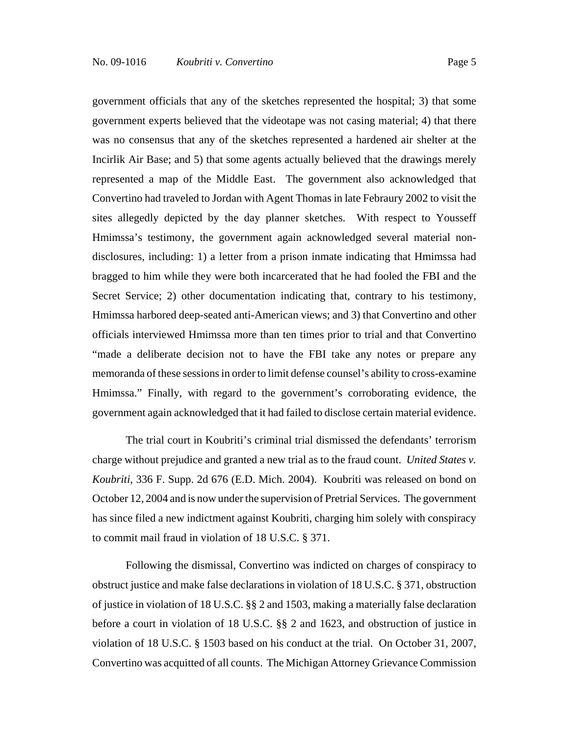government officials that any of the sketches represented the hospital; 3) that some government experts believed that the videotape was not casing material; 4) that there was no consensus that any of the sketches represented a hardened air shelter at the Incirlik Air Base; and 5) that some agents actually believed that the drawings merely represented a map of the Middle East. The government also acknowledged that Convertino had traveled to Jordan with Agent Thomas in late Febraury 2002 to visit the sites allegedly depicted by the day planner sketches. With respect to Yousseff Hmimssa's testimony, the government again acknowledged several material non-disclosures, including: 1) a letter from a prison inmate indicating that Hmimssa had bragged to him while they were both incarcerated that he had fooled the FBI and the Secret Service; 2) other documentation indicating that, contrary to his testimony, Hmimssa harbored deep-seated anti-American views; and 3) that Convertino and other officials interviewed Hmimssa more than ten times prior to trial and that Convertino "made a deliberate decision not to have the FBI take any notes or prepare any memoranda of these sessions in order to limit defense counsel's ability to cross-examine Hmimssa." Finally, with regard to the government's corroborating evidence, the government again acknowledged that it had failed to disclose certain material evidence.

The trial court in Koubriti's criminal trial dismissed the defendants' terrorism charge without prejudice and granted a new trial as to the fraud count. *United States v. Koubriti*, 336 F. Supp. 2d 676 (E.D. Mich. 2004). Koubriti was released on bond on October 12, 2004 and is now under the supervision of Pretrial Services. The government has since filed a new indictment against Koubriti, charging him solely with conspiracy to commit mail fraud in violation of 18 U.S.C. § 371.

Following the dismissal, Convertino was indicted on charges of conspiracy to obstruct justice and make false declarations in violation of 18 U.S.C. § 371, obstruction of justice in violation of 18 U.S.C. §§ 2 and 1503, making a materially false declaration before a court in violation of 18 U.S.C. §§ 2 and 1623, and obstruction of justice in violation of 18 U.S.C. § 1503 based on his conduct at the trial. On October 31, 2007, Convertino was acquitted of all counts. The Michigan Attorney Grievance Commission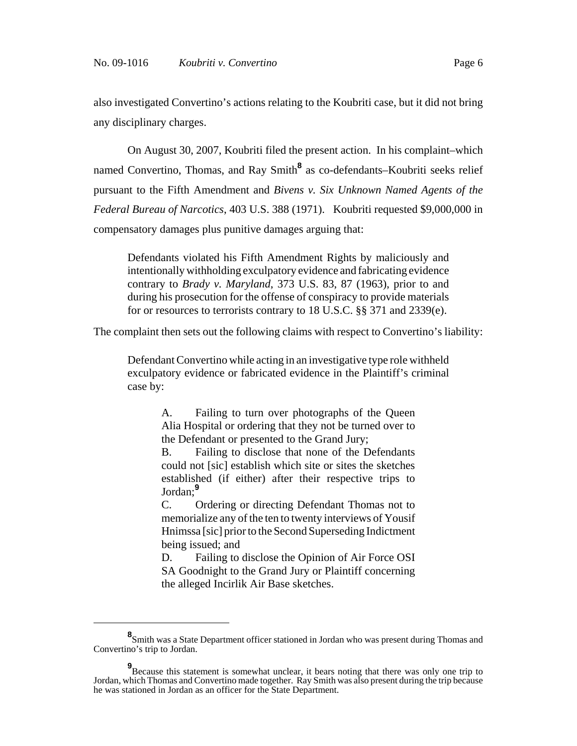also investigated Convertino's actions relating to the Koubriti case, but it did not bring any disciplinary charges.

On August 30, 2007, Koubriti filed the present action. In his complaint–which named Convertino, Thomas, and Ray Smith[8] as co-defendants–Koubriti seeks relief pursuant to the Fifth Amendment and *Bivens v. Six Unknown Named Agents of the Federal Bureau of Narcotics*, 403 U.S. 388 (1971). Koubriti requested $9,000,000 in compensatory damages plus punitive damages arguing that:

> Defendants violated his Fifth Amendment Rights by maliciously and intentionally withholding exculpatory evidence and fabricating evidence contrary to *Brady v. Maryland*, 373 U.S. 83, 87 (1963), prior to and during his prosecution for the offense of conspiracy to provide materials for or resources to terrorists contrary to 18 U.S.C. §§ 371 and 2339(e).

The complaint then sets out the following claims with respect to Convertino's liability:

> Defendant Convertino while acting in an investigative type role withheld exculpatory evidence or fabricated evidence in the Plaintiff's criminal case by:
>
> > A. Failing to turn over photographs of the Queen Alia Hospital or ordering that they not be turned over to the Defendant or presented to the Grand Jury;
> >
> > B. Failing to disclose that none of the Defendants could not [sic] establish which site or sites the sketches established (if either) after their respective trips to Jordan;[9]
> >
> > C. Ordering or directing Defendant Thomas not to memorialize any of the ten to twenty interviews of Yousif Hnimssa [sic] prior to the Second Superseding Indictment being issued; and
> >
> > D. Failing to disclose the Opinion of Air Force OSI SA Goodnight to the Grand Jury or Plaintiff concerning the alleged Incirlik Air Base sketches.

---

[8] Smith was a State Department officer stationed in Jordan who was present during Thomas and Convertino's trip to Jordan.

[9] Because this statement is somewhat unclear, it bears noting that there was only one trip to Jordan, which Thomas and Convertino made together. Ray Smith was also present during the trip because he was stationed in Jordan as an officer for the State Department.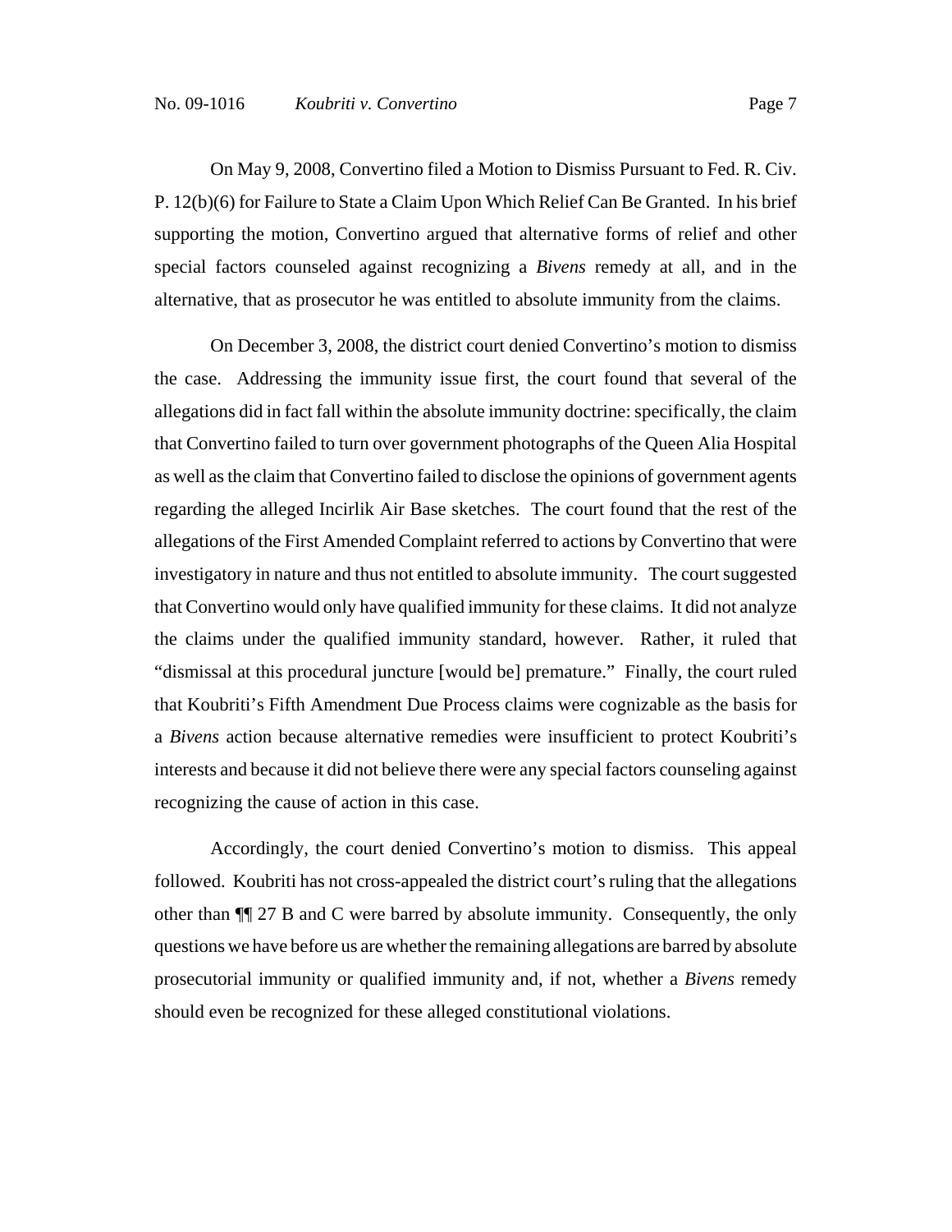On May 9, 2008, Convertino filed a Motion to Dismiss Pursuant to Fed. R. Civ. P. 12(b)(6) for Failure to State a Claim Upon Which Relief Can Be Granted. In his brief supporting the motion, Convertino argued that alternative forms of relief and other special factors counseled against recognizing a *Bivens* remedy at all, and in the alternative, that as prosecutor he was entitled to absolute immunity from the claims.

On December 3, 2008, the district court denied Convertino's motion to dismiss the case. Addressing the immunity issue first, the court found that several of the allegations did in fact fall within the absolute immunity doctrine: specifically, the claim that Convertino failed to turn over government photographs of the Queen Alia Hospital as well as the claim that Convertino failed to disclose the opinions of government agents regarding the alleged Incirlik Air Base sketches. The court found that the rest of the allegations of the First Amended Complaint referred to actions by Convertino that were investigatory in nature and thus not entitled to absolute immunity. The court suggested that Convertino would only have qualified immunity for these claims. It did not analyze the claims under the qualified immunity standard, however. Rather, it ruled that "dismissal at this procedural juncture [would be] premature." Finally, the court ruled that Koubriti's Fifth Amendment Due Process claims were cognizable as the basis for a *Bivens* action because alternative remedies were insufficient to protect Koubriti's interests and because it did not believe there were any special factors counseling against recognizing the cause of action in this case.

Accordingly, the court denied Convertino's motion to dismiss. This appeal followed. Koubriti has not cross-appealed the district court's ruling that the allegations other than ¶¶ 27 B and C were barred by absolute immunity. Consequently, the only questions we have before us are whether the remaining allegations are barred by absolute prosecutorial immunity or qualified immunity and, if not, whether a *Bivens* remedy should even be recognized for these alleged constitutional violations.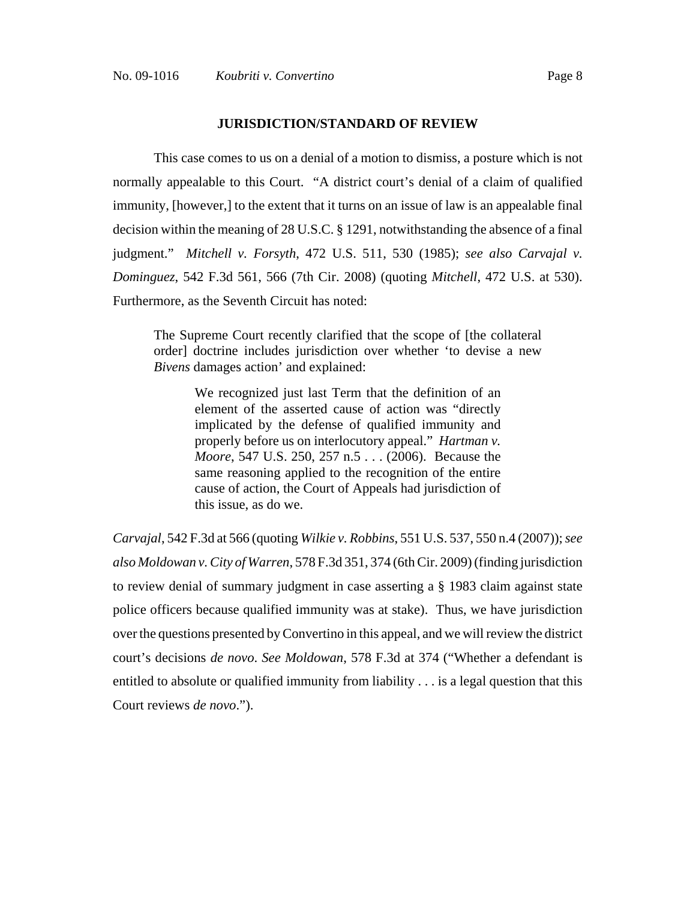**JURISDICTION/STANDARD OF REVIEW**

This case comes to us on a denial of a motion to dismiss, a posture which is not normally appealable to this Court. "A district court's denial of a claim of qualified immunity, [however,] to the extent that it turns on an issue of law is an appealable final decision within the meaning of 28 U.S.C. § 1291, notwithstanding the absence of a final judgment." *Mitchell v. Forsyth*, 472 U.S. 511, 530 (1985); *see also Carvajal v. Dominguez*, 542 F.3d 561, 566 (7th Cir. 2008) (quoting *Mitchell*, 472 U.S. at 530). Furthermore, as the Seventh Circuit has noted:

> The Supreme Court recently clarified that the scope of [the collateral order] doctrine includes jurisdiction over whether 'to devise a new *Bivens* damages action' and explained:
>
> > We recognized just last Term that the definition of an element of the asserted cause of action was "directly implicated by the defense of qualified immunity and properly before us on interlocutory appeal." *Hartman v. Moore*, 547 U.S. 250, 257 n.5 . . . (2006). Because the same reasoning applied to the recognition of the entire cause of action, the Court of Appeals had jurisdiction of this issue, as do we.

*Carvajal*, 542 F.3d at 566 (quoting *Wilkie v. Robbins*, 551 U.S. 537, 550 n.4 (2007)); *see also Moldowan v. City of Warren*, 578 F.3d 351, 374 (6th Cir. 2009) (finding jurisdiction to review denial of summary judgment in case asserting a § 1983 claim against state police officers because qualified immunity was at stake). Thus, we have jurisdiction over the questions presented by Convertino in this appeal, and we will review the district court's decisions *de novo*. *See Moldowan*, 578 F.3d at 374 ("Whether a defendant is entitled to absolute or qualified immunity from liability . . . is a legal question that this Court reviews *de novo*.").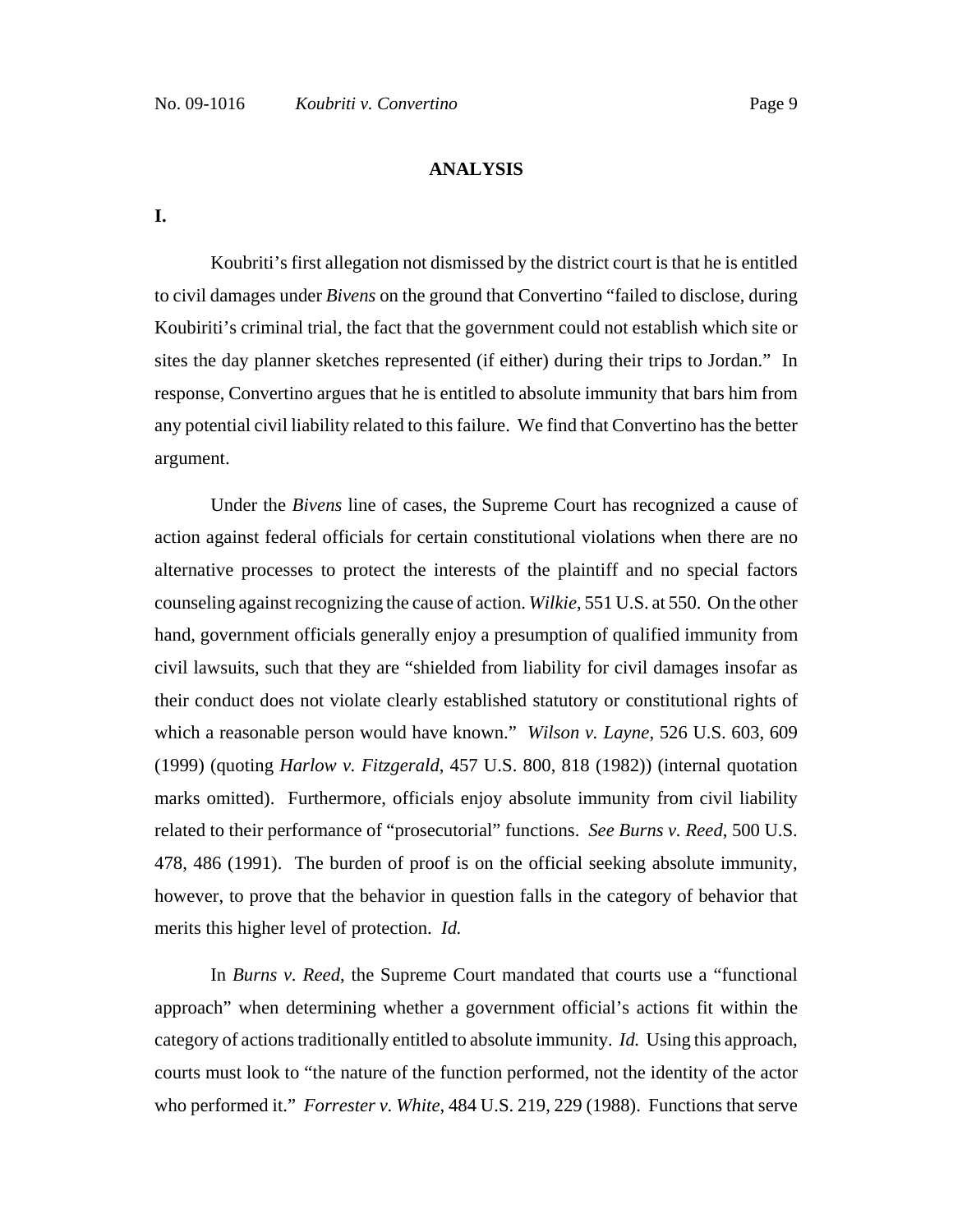## ANALYSIS

**I.**

Koubriti's first allegation not dismissed by the district court is that he is entitled to civil damages under *Bivens* on the ground that Convertino "failed to disclose, during Koubiriti's criminal trial, the fact that the government could not establish which site or sites the day planner sketches represented (if either) during their trips to Jordan." In response, Convertino argues that he is entitled to absolute immunity that bars him from any potential civil liability related to this failure. We find that Convertino has the better argument.

Under the *Bivens* line of cases, the Supreme Court has recognized a cause of action against federal officials for certain constitutional violations when there are no alternative processes to protect the interests of the plaintiff and no special factors counseling against recognizing the cause of action. *Wilkie*, 551 U.S. at 550. On the other hand, government officials generally enjoy a presumption of qualified immunity from civil lawsuits, such that they are "shielded from liability for civil damages insofar as their conduct does not violate clearly established statutory or constitutional rights of which a reasonable person would have known." *Wilson v. Layne*, 526 U.S. 603, 609 (1999) (quoting *Harlow v. Fitzgerald*, 457 U.S. 800, 818 (1982)) (internal quotation marks omitted). Furthermore, officials enjoy absolute immunity from civil liability related to their performance of "prosecutorial" functions. *See Burns v. Reed*, 500 U.S. 478, 486 (1991). The burden of proof is on the official seeking absolute immunity, however, to prove that the behavior in question falls in the category of behavior that merits this higher level of protection. *Id.*

In *Burns v. Reed*, the Supreme Court mandated that courts use a "functional approach" when determining whether a government official's actions fit within the category of actions traditionally entitled to absolute immunity. *Id.* Using this approach, courts must look to "the nature of the function performed, not the identity of the actor who performed it." *Forrester v. White*, 484 U.S. 219, 229 (1988). Functions that serve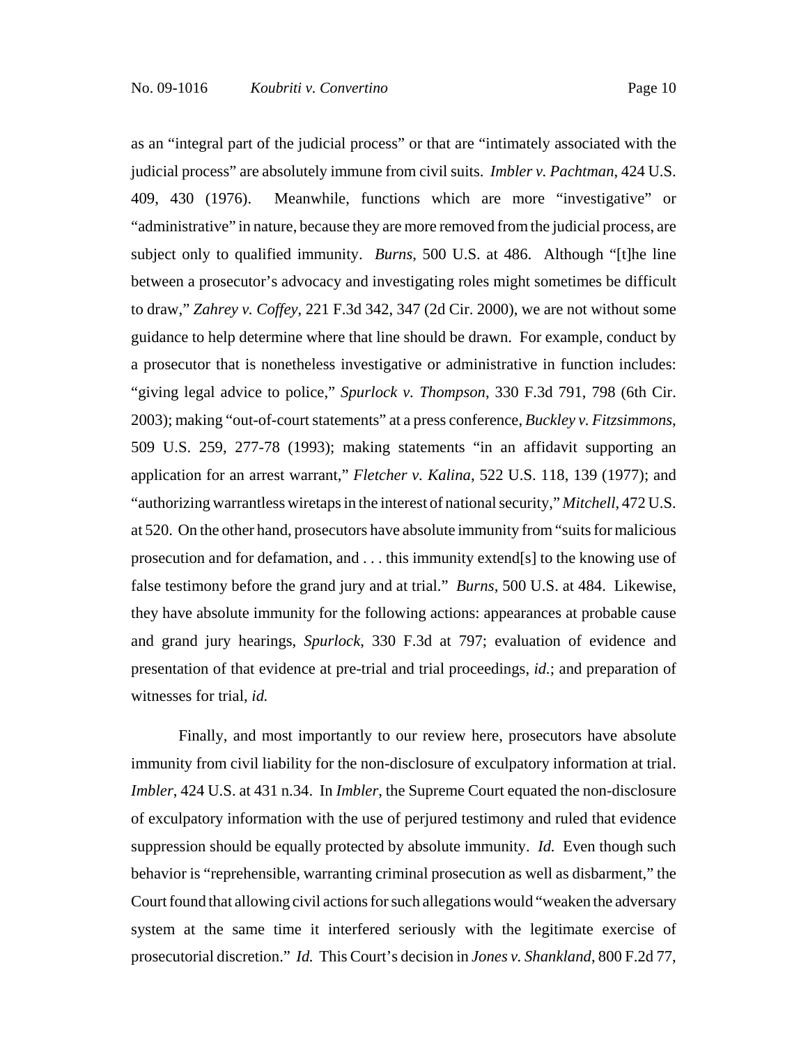as an "integral part of the judicial process" or that are "intimately associated with the judicial process" are absolutely immune from civil suits. *Imbler v. Pachtman*, 424 U.S. 409, 430 (1976). Meanwhile, functions which are more "investigative" or "administrative" in nature, because they are more removed from the judicial process, are subject only to qualified immunity. *Burns*, 500 U.S. at 486. Although "[t]he line between a prosecutor's advocacy and investigating roles might sometimes be difficult to draw," *Zahrey v. Coffey*, 221 F.3d 342, 347 (2d Cir. 2000), we are not without some guidance to help determine where that line should be drawn. For example, conduct by a prosecutor that is nonetheless investigative or administrative in function includes: "giving legal advice to police," *Spurlock v. Thompson*, 330 F.3d 791, 798 (6th Cir. 2003); making "out-of-court statements" at a press conference, *Buckley v. Fitzsimmons*, 509 U.S. 259, 277-78 (1993); making statements "in an affidavit supporting an application for an arrest warrant," *Fletcher v. Kalina*, 522 U.S. 118, 139 (1977); and "authorizing warrantless wiretaps in the interest of national security," *Mitchell*, 472 U.S. at 520. On the other hand, prosecutors have absolute immunity from "suits for malicious prosecution and for defamation, and . . . this immunity extend[s] to the knowing use of false testimony before the grand jury and at trial." *Burns*, 500 U.S. at 484. Likewise, they have absolute immunity for the following actions: appearances at probable cause and grand jury hearings, *Spurlock*, 330 F.3d at 797; evaluation of evidence and presentation of that evidence at pre-trial and trial proceedings, *id.*; and preparation of witnesses for trial, *id.*

Finally, and most importantly to our review here, prosecutors have absolute immunity from civil liability for the non-disclosure of exculpatory information at trial. *Imbler*, 424 U.S. at 431 n.34. In *Imbler*, the Supreme Court equated the non-disclosure of exculpatory information with the use of perjured testimony and ruled that evidence suppression should be equally protected by absolute immunity. *Id.* Even though such behavior is "reprehensible, warranting criminal prosecution as well as disbarment," the Court found that allowing civil actions for such allegations would "weaken the adversary system at the same time it interfered seriously with the legitimate exercise of prosecutorial discretion." *Id.* This Court's decision in *Jones v. Shankland*, 800 F.2d 77,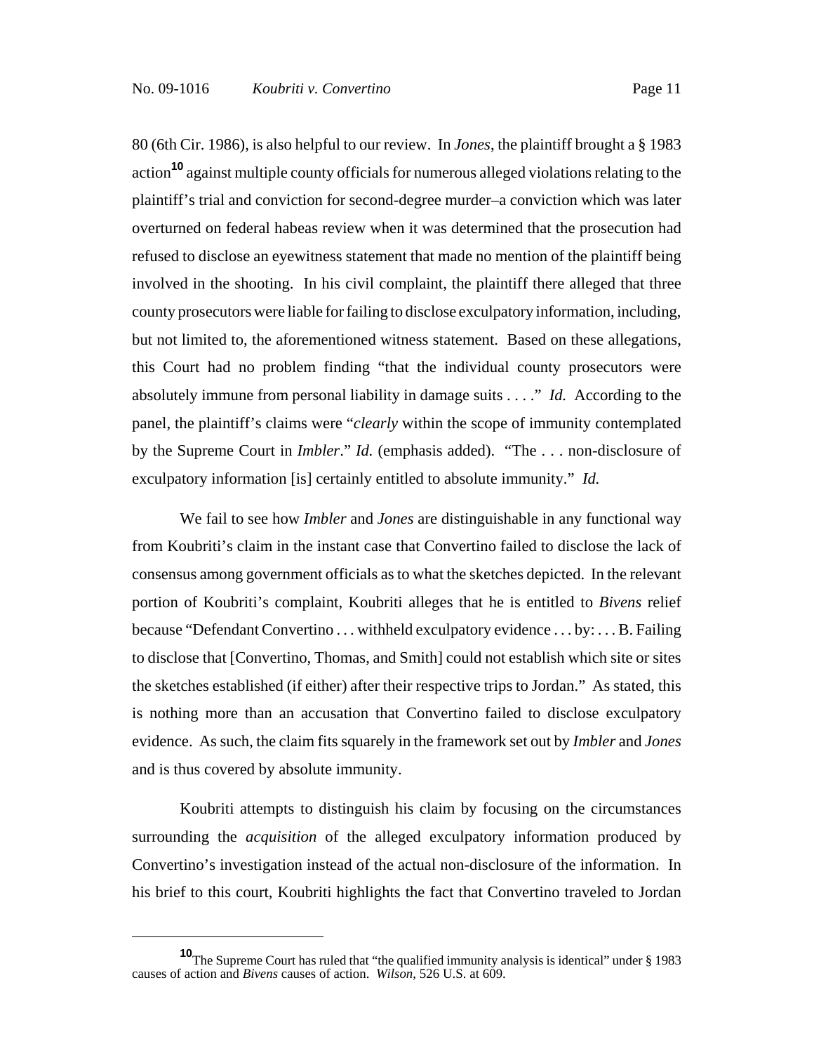80 (6th Cir. 1986), is also helpful to our review. In *Jones*, the plaintiff brought a § 1983 action[10] against multiple county officials for numerous alleged violations relating to the plaintiff's trial and conviction for second-degree murder–a conviction which was later overturned on federal habeas review when it was determined that the prosecution had refused to disclose an eyewitness statement that made no mention of the plaintiff being involved in the shooting. In his civil complaint, the plaintiff there alleged that three county prosecutors were liable for failing to disclose exculpatory information, including, but not limited to, the aforementioned witness statement. Based on these allegations, this Court had no problem finding "that the individual county prosecutors were absolutely immune from personal liability in damage suits . . . ." *Id.* According to the panel, the plaintiff's claims were "*clearly* within the scope of immunity contemplated by the Supreme Court in *Imbler*." *Id.* (emphasis added). "The . . . non-disclosure of exculpatory information [is] certainly entitled to absolute immunity." *Id.*

We fail to see how *Imbler* and *Jones* are distinguishable in any functional way from Koubriti's claim in the instant case that Convertino failed to disclose the lack of consensus among government officials as to what the sketches depicted. In the relevant portion of Koubriti's complaint, Koubriti alleges that he is entitled to *Bivens* relief because "Defendant Convertino . . . withheld exculpatory evidence . . . by: . . . B. Failing to disclose that [Convertino, Thomas, and Smith] could not establish which site or sites the sketches established (if either) after their respective trips to Jordan." As stated, this is nothing more than an accusation that Convertino failed to disclose exculpatory evidence. As such, the claim fits squarely in the framework set out by *Imbler* and *Jones* and is thus covered by absolute immunity.

Koubriti attempts to distinguish his claim by focusing on the circumstances surrounding the *acquisition* of the alleged exculpatory information produced by Convertino's investigation instead of the actual non-disclosure of the information. In his brief to this court, Koubriti highlights the fact that Convertino traveled to Jordan

---

[10] The Supreme Court has ruled that "the qualified immunity analysis is identical" under § 1983 causes of action and *Bivens* causes of action. *Wilson*, 526 U.S. at 609.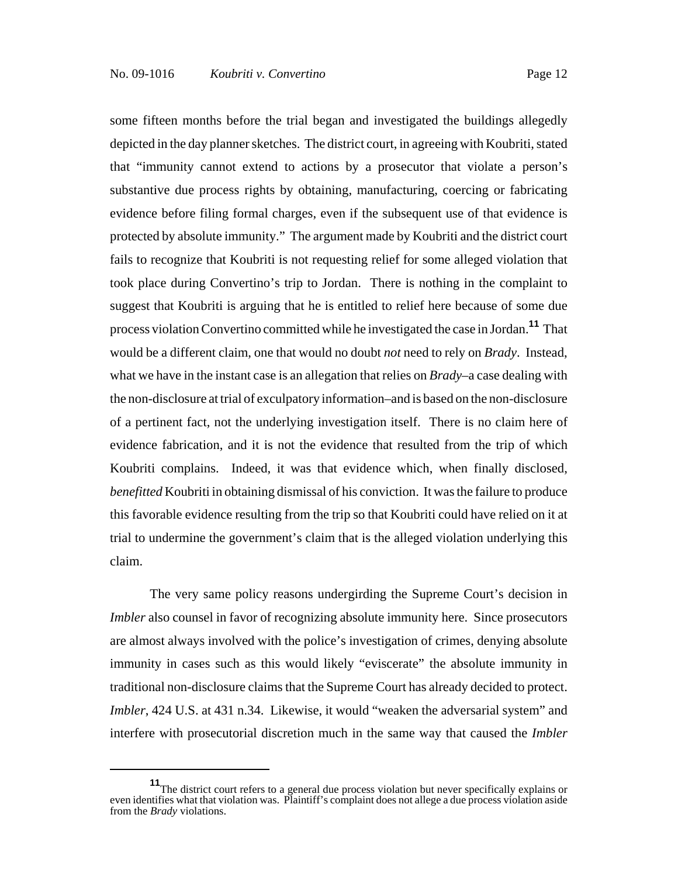some fifteen months before the trial began and investigated the buildings allegedly depicted in the day planner sketches. The district court, in agreeing with Koubriti, stated that "immunity cannot extend to actions by a prosecutor that violate a person's substantive due process rights by obtaining, manufacturing, coercing or fabricating evidence before filing formal charges, even if the subsequent use of that evidence is protected by absolute immunity." The argument made by Koubriti and the district court fails to recognize that Koubriti is not requesting relief for some alleged violation that took place during Convertino's trip to Jordan. There is nothing in the complaint to suggest that Koubriti is arguing that he is entitled to relief here because of some due process violation Convertino committed while he investigated the case in Jordan.[11] That would be a different claim, one that would no doubt *not* need to rely on *Brady*. Instead, what we have in the instant case is an allegation that relies on *Brady*–a case dealing with the non-disclosure at trial of exculpatory information–and is based on the non-disclosure of a pertinent fact, not the underlying investigation itself. There is no claim here of evidence fabrication, and it is not the evidence that resulted from the trip of which Koubriti complains. Indeed, it was that evidence which, when finally disclosed, *benefitted* Koubriti in obtaining dismissal of his conviction. It was the failure to produce this favorable evidence resulting from the trip so that Koubriti could have relied on it at trial to undermine the government's claim that is the alleged violation underlying this claim.

The very same policy reasons undergirding the Supreme Court's decision in *Imbler* also counsel in favor of recognizing absolute immunity here. Since prosecutors are almost always involved with the police's investigation of crimes, denying absolute immunity in cases such as this would likely "eviscerate" the absolute immunity in traditional non-disclosure claims that the Supreme Court has already decided to protect. *Imbler*, 424 U.S. at 431 n.34. Likewise, it would "weaken the adversarial system" and interfere with prosecutorial discretion much in the same way that caused the *Imbler*

---

[11] The district court refers to a general due process violation but never specifically explains or even identifies what that violation was. Plaintiff's complaint does not allege a due process violation aside from the *Brady* violations.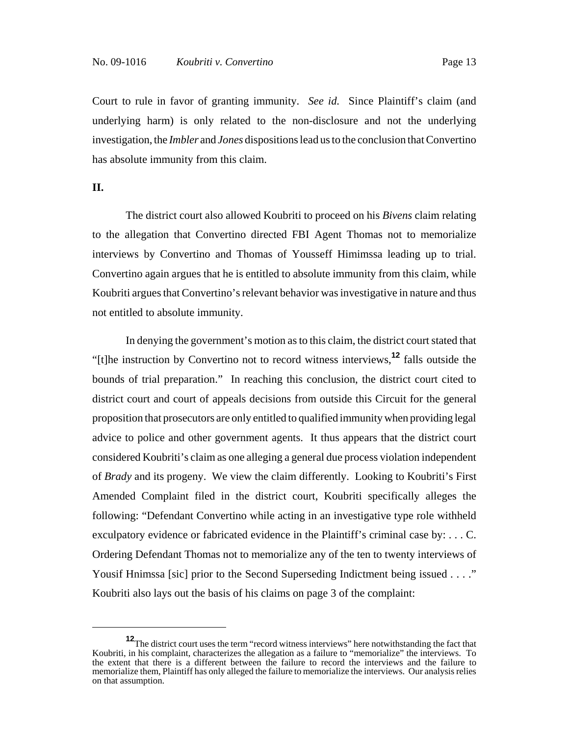Court to rule in favor of granting immunity. *See id.* Since Plaintiff's claim (and underlying harm) is only related to the non-disclosure and not the underlying investigation, the *Imbler* and *Jones* dispositions lead us to the conclusion that Convertino has absolute immunity from this claim.

**II.**

The district court also allowed Koubriti to proceed on his *Bivens* claim relating to the allegation that Convertino directed FBI Agent Thomas not to memorialize interviews by Convertino and Thomas of Yousseff Himimssa leading up to trial. Convertino again argues that he is entitled to absolute immunity from this claim, while Koubriti argues that Convertino's relevant behavior was investigative in nature and thus not entitled to absolute immunity.

In denying the government's motion as to this claim, the district court stated that "[t]he instruction by Convertino not to record witness interviews,[12] falls outside the bounds of trial preparation." In reaching this conclusion, the district court cited to district court and court of appeals decisions from outside this Circuit for the general proposition that prosecutors are only entitled to qualified immunity when providing legal advice to police and other government agents. It thus appears that the district court considered Koubriti's claim as one alleging a general due process violation independent of *Brady* and its progeny. We view the claim differently. Looking to Koubriti's First Amended Complaint filed in the district court, Koubriti specifically alleges the following: "Defendant Convertino while acting in an investigative type role withheld exculpatory evidence or fabricated evidence in the Plaintiff's criminal case by: . . . C. Ordering Defendant Thomas not to memorialize any of the ten to twenty interviews of Yousif Hnimssa [sic] prior to the Second Superseding Indictment being issued . . . ." Koubriti also lays out the basis of his claims on page 3 of the complaint:

---

[12] The district court uses the term "record witness interviews" here notwithstanding the fact that Koubriti, in his complaint, characterizes the allegation as a failure to "memorialize" the interviews. To the extent that there is a different between the failure to record the interviews and the failure to memorialize them, Plaintiff has only alleged the failure to memorialize the interviews. Our analysis relies on that assumption.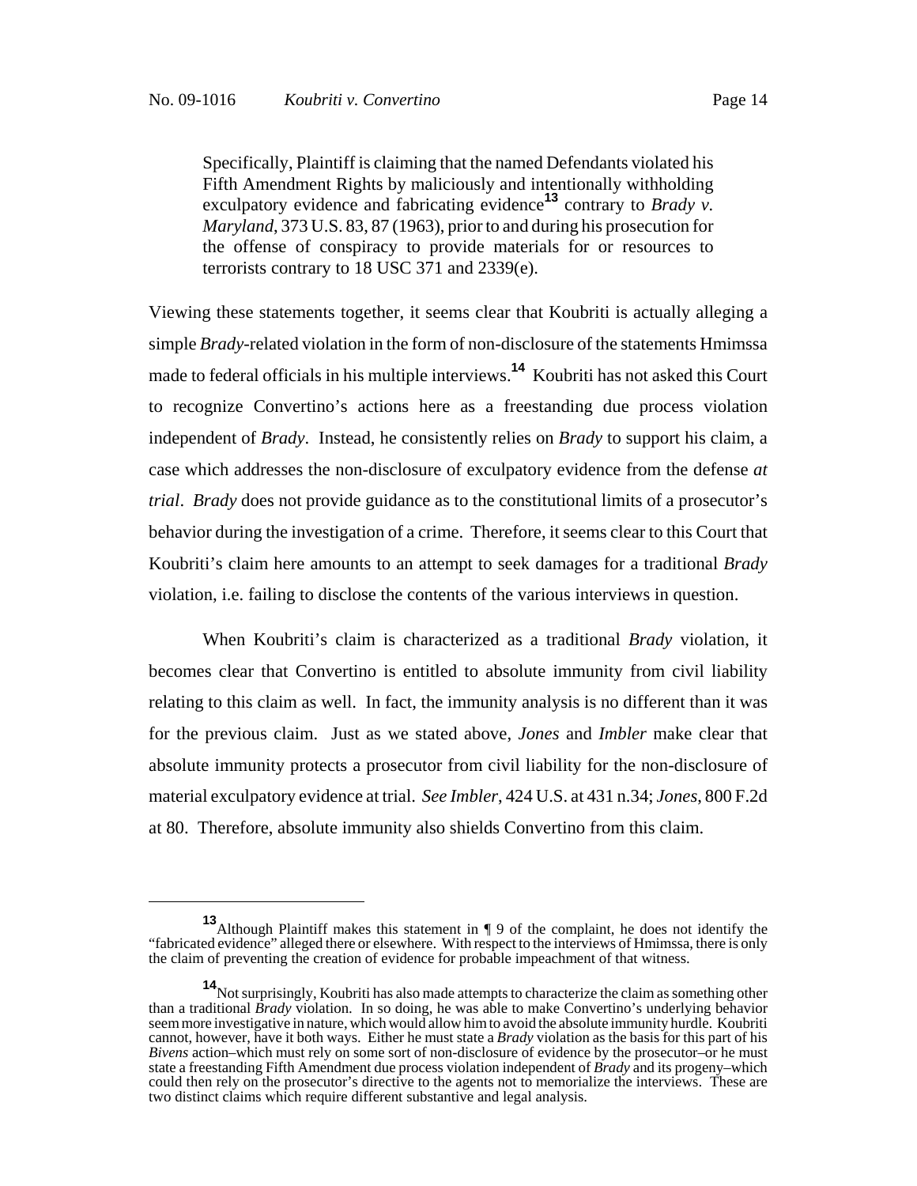> Specifically, Plaintiff is claiming that the named Defendants violated his Fifth Amendment Rights by maliciously and intentionally withholding exculpatory evidence and fabricating evidence[13] contrary to *Brady v. Maryland*, 373 U.S. 83, 87 (1963), prior to and during his prosecution for the offense of conspiracy to provide materials for or resources to terrorists contrary to 18 USC 371 and 2339(e).

Viewing these statements together, it seems clear that Koubriti is actually alleging a simple *Brady*-related violation in the form of non-disclosure of the statements Hmimssa made to federal officials in his multiple interviews.[14] Koubriti has not asked this Court to recognize Convertino's actions here as a freestanding due process violation independent of *Brady*. Instead, he consistently relies on *Brady* to support his claim, a case which addresses the non-disclosure of exculpatory evidence from the defense *at trial*. *Brady* does not provide guidance as to the constitutional limits of a prosecutor's behavior during the investigation of a crime. Therefore, it seems clear to this Court that Koubriti's claim here amounts to an attempt to seek damages for a traditional *Brady* violation, i.e. failing to disclose the contents of the various interviews in question.

When Koubriti's claim is characterized as a traditional *Brady* violation, it becomes clear that Convertino is entitled to absolute immunity from civil liability relating to this claim as well. In fact, the immunity analysis is no different than it was for the previous claim. Just as we stated above, *Jones* and *Imbler* make clear that absolute immunity protects a prosecutor from civil liability for the non-disclosure of material exculpatory evidence at trial. *See Imbler*, 424 U.S. at 431 n.34; *Jones*, 800 F.2d at 80. Therefore, absolute immunity also shields Convertino from this claim.

---

[13] Although Plaintiff makes this statement in ¶ 9 of the complaint, he does not identify the "fabricated evidence" alleged there or elsewhere. With respect to the interviews of Hmimssa, there is only the claim of preventing the creation of evidence for probable impeachment of that witness.

[14] Not surprisingly, Koubriti has also made attempts to characterize the claim as something other than a traditional *Brady* violation. In so doing, he was able to make Convertino's underlying behavior seem more investigative in nature, which would allow him to avoid the absolute immunity hurdle. Koubriti cannot, however, have it both ways. Either he must state a *Brady* violation as the basis for this part of his *Bivens* action–which must rely on some sort of non-disclosure of evidence by the prosecutor–or he must state a freestanding Fifth Amendment due process violation independent of *Brady* and its progeny–which could then rely on the prosecutor's directive to the agents not to memorialize the interviews. These are two distinct claims which require different substantive and legal analysis.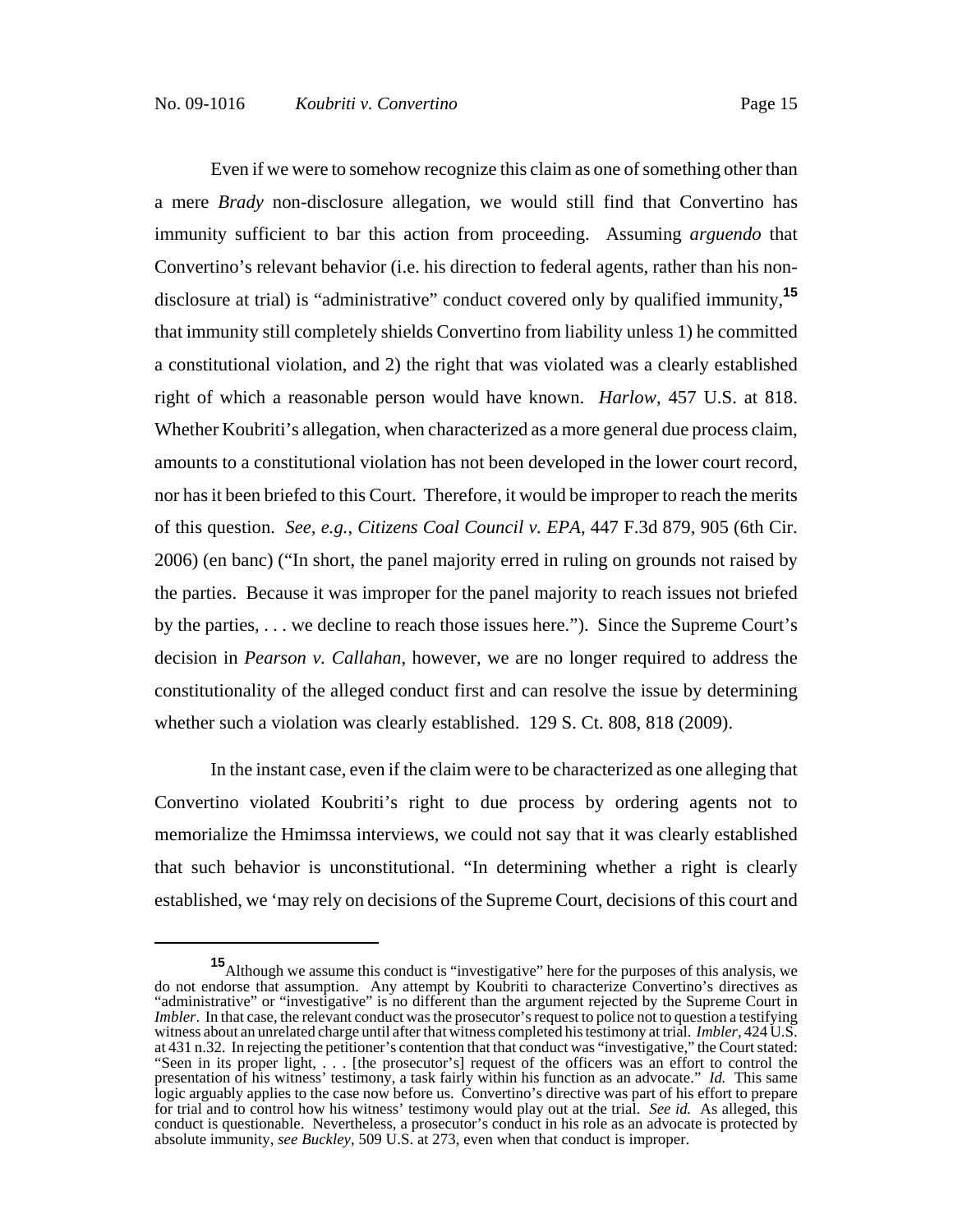Even if we were to somehow recognize this claim as one of something other than a mere *Brady* non-disclosure allegation, we would still find that Convertino has immunity sufficient to bar this action from proceeding. Assuming *arguendo* that Convertino's relevant behavior (i.e. his direction to federal agents, rather than his non-disclosure at trial) is "administrative" conduct covered only by qualified immunity,[15] that immunity still completely shields Convertino from liability unless 1) he committed a constitutional violation, and 2) the right that was violated was a clearly established right of which a reasonable person would have known. *Harlow*, 457 U.S. at 818. Whether Koubriti's allegation, when characterized as a more general due process claim, amounts to a constitutional violation has not been developed in the lower court record, nor has it been briefed to this Court. Therefore, it would be improper to reach the merits of this question. *See, e.g.*, *Citizens Coal Council v. EPA*, 447 F.3d 879, 905 (6th Cir. 2006) (en banc) ("In short, the panel majority erred in ruling on grounds not raised by the parties. Because it was improper for the panel majority to reach issues not briefed by the parties, . . . we decline to reach those issues here."). Since the Supreme Court's decision in *Pearson v. Callahan*, however, we are no longer required to address the constitutionality of the alleged conduct first and can resolve the issue by determining whether such a violation was clearly established. 129 S. Ct. 808, 818 (2009).

In the instant case, even if the claim were to be characterized as one alleging that Convertino violated Koubriti's right to due process by ordering agents not to memorialize the Hmimssa interviews, we could not say that it was clearly established that such behavior is unconstitutional. "In determining whether a right is clearly established, we 'may rely on decisions of the Supreme Court, decisions of this court and

---

[15] Although we assume this conduct is "investigative" here for the purposes of this analysis, we do not endorse that assumption. Any attempt by Koubriti to characterize Convertino's directives as "administrative" or "investigative" is no different than the argument rejected by the Supreme Court in *Imbler*. In that case, the relevant conduct was the prosecutor's request to police not to question a testifying witness about an unrelated charge until after that witness completed his testimony at trial. *Imbler*, 424 U.S. at 431 n.32. In rejecting the petitioner's contention that that conduct was "investigative," the Court stated: "Seen in its proper light, . . . [the prosecutor's] request of the officers was an effort to control the presentation of his witness' testimony, a task fairly within his function as an advocate." *Id.* This same logic arguably applies to the case now before us. Convertino's directive was part of his effort to prepare for trial and to control how his witness' testimony would play out at the trial. *See id.* As alleged, this conduct is questionable. Nevertheless, a prosecutor's conduct in his role as an advocate is protected by absolute immunity, *see Buckley*, 509 U.S. at 273, even when that conduct is improper.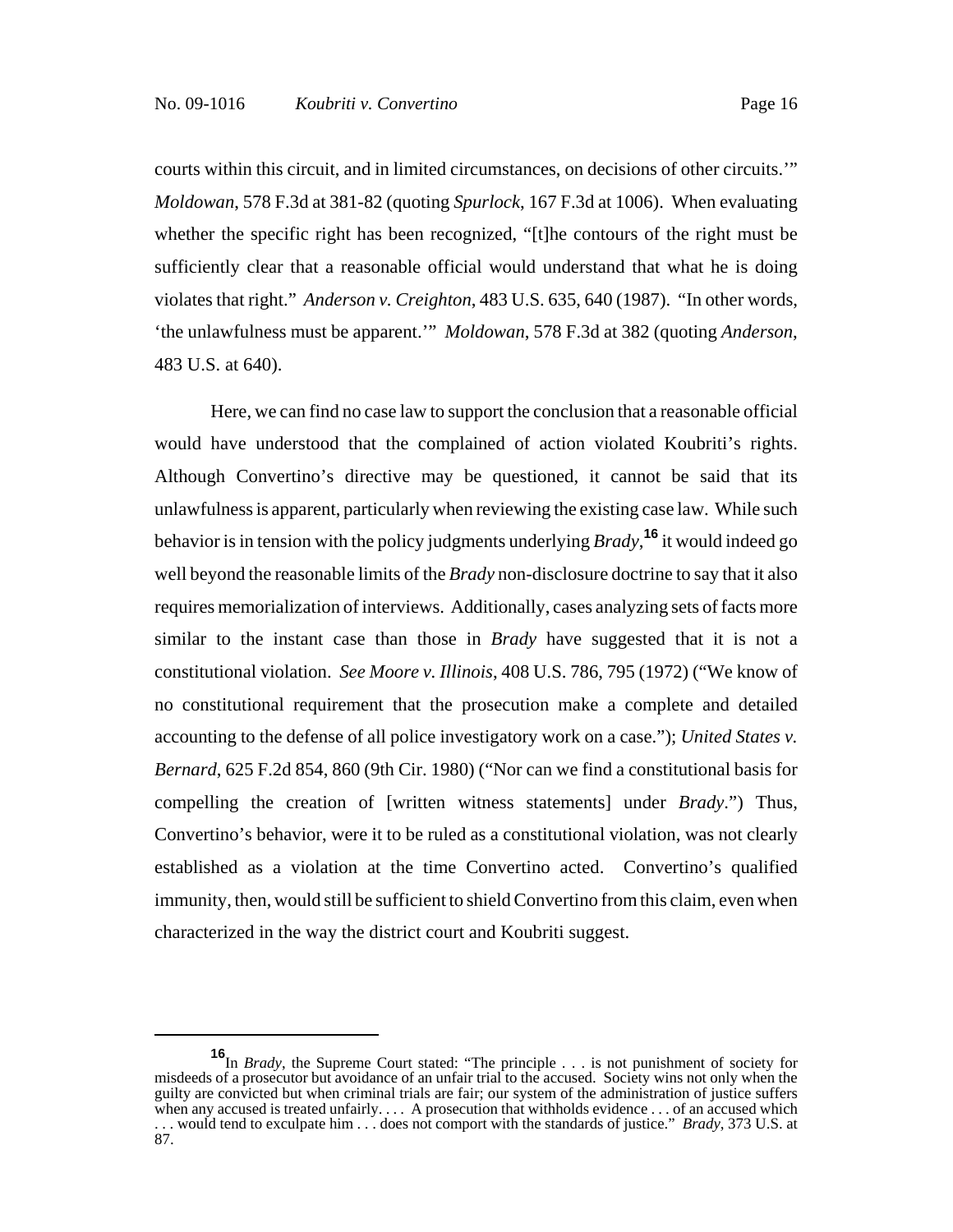courts within this circuit, and in limited circumstances, on decisions of other circuits.'" *Moldowan*, 578 F.3d at 381-82 (quoting *Spurlock*, 167 F.3d at 1006). When evaluating whether the specific right has been recognized, "[t]he contours of the right must be sufficiently clear that a reasonable official would understand that what he is doing violates that right." *Anderson v. Creighton*, 483 U.S. 635, 640 (1987). "In other words, 'the unlawfulness must be apparent.'" *Moldowan*, 578 F.3d at 382 (quoting *Anderson*, 483 U.S. at 640).

Here, we can find no case law to support the conclusion that a reasonable official would have understood that the complained of action violated Koubriti's rights. Although Convertino's directive may be questioned, it cannot be said that its unlawfulness is apparent, particularly when reviewing the existing case law. While such behavior is in tension with the policy judgments underlying *Brady*,[16] it would indeed go well beyond the reasonable limits of the *Brady* non-disclosure doctrine to say that it also requires memorialization of interviews. Additionally, cases analyzing sets of facts more similar to the instant case than those in *Brady* have suggested that it is not a constitutional violation. *See Moore v. Illinois*, 408 U.S. 786, 795 (1972) ("We know of no constitutional requirement that the prosecution make a complete and detailed accounting to the defense of all police investigatory work on a case."); *United States v. Bernard*, 625 F.2d 854, 860 (9th Cir. 1980) ("Nor can we find a constitutional basis for compelling the creation of [written witness statements] under *Brady*.") Thus, Convertino's behavior, were it to be ruled as a constitutional violation, was not clearly established as a violation at the time Convertino acted. Convertino's qualified immunity, then, would still be sufficient to shield Convertino from this claim, even when characterized in the way the district court and Koubriti suggest.

---

[16] In *Brady*, the Supreme Court stated: "The principle . . . is not punishment of society for misdeeds of a prosecutor but avoidance of an unfair trial to the accused. Society wins not only when the guilty are convicted but when criminal trials are fair; our system of the administration of justice suffers when any accused is treated unfairly. . . . A prosecution that withholds evidence . . . of an accused which . . . would tend to exculpate him . . . does not comport with the standards of justice." *Brady*, 373 U.S. at 87.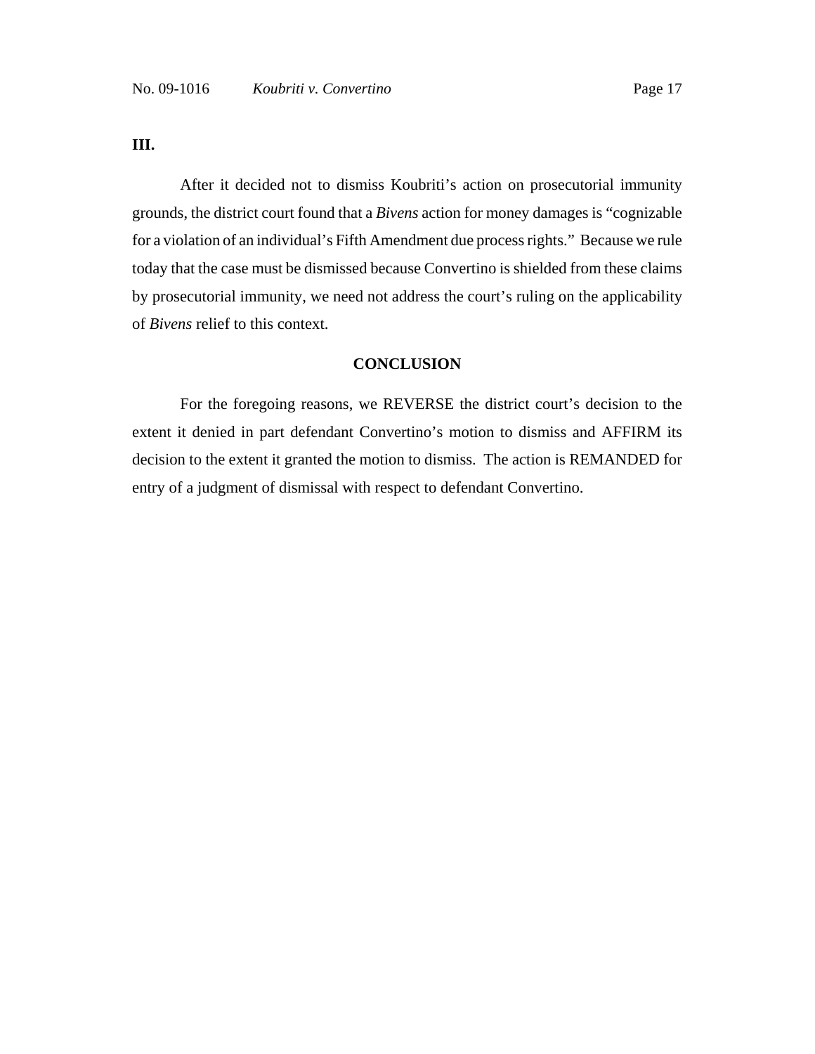**III.**

After it decided not to dismiss Koubriti's action on prosecutorial immunity grounds, the district court found that a *Bivens* action for money damages is "cognizable for a violation of an individual's Fifth Amendment due process rights." Because we rule today that the case must be dismissed because Convertino is shielded from these claims by prosecutorial immunity, we need not address the court's ruling on the applicability of *Bivens* relief to this context.

**CONCLUSION**

For the foregoing reasons, we REVERSE the district court's decision to the extent it denied in part defendant Convertino's motion to dismiss and AFFIRM its decision to the extent it granted the motion to dismiss. The action is REMANDED for entry of a judgment of dismissal with respect to defendant Convertino.